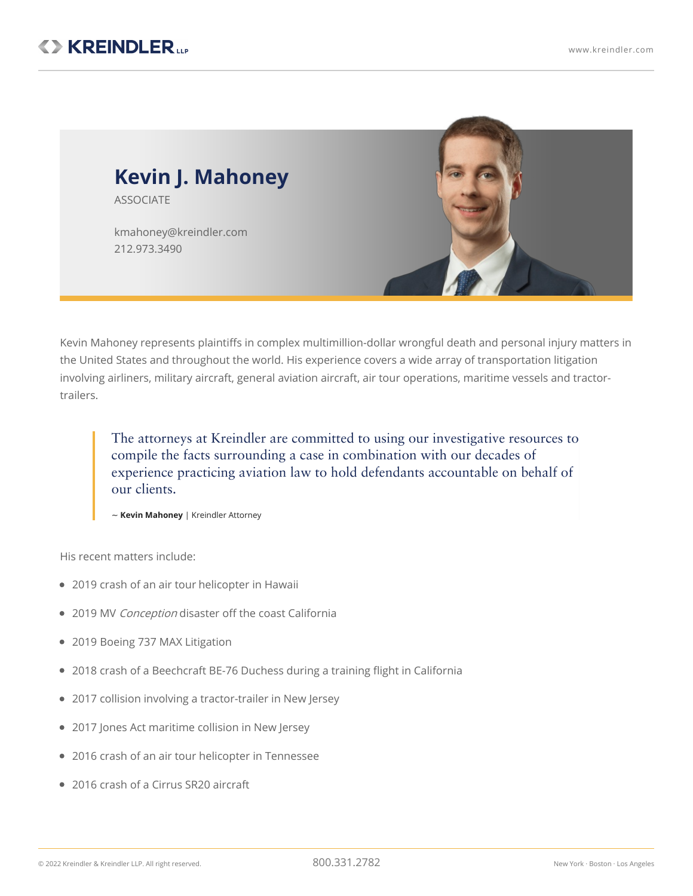# Kevin J. Mahoney

ASSOCIATE

kmahoney@kreindler.com
212.973.3490

Kevin Mahoney represents plaintiffs in complex multimillion-dollar wrongful death and personal injury matters in the United States and throughout the world. His experience covers a wide array of transportation litigation involving airliners, military aircraft, general aviation aircraft, air tour operations, maritime vessels and tractor-trailers.

> The attorneys at Kreindler are committed to using our investigative resources to compile the facts surrounding a case in combination with our decades of experience practicing aviation law to hold defendants accountable on behalf of our clients.
>
> ~ **Kevin Mahoney** | Kreindler Attorney

His recent matters include:

- 2019 crash of an air tour helicopter in Hawaii
- 2019 MV *Conception* disaster off the coast California
- 2019 Boeing 737 MAX Litigation
- 2018 crash of a Beechcraft BE-76 Duchess during a training flight in California
- 2017 collision involving a tractor-trailer in New Jersey
- 2017 Jones Act maritime collision in New Jersey
- 2016 crash of an air tour helicopter in Tennessee
- 2016 crash of a Cirrus SR20 aircraft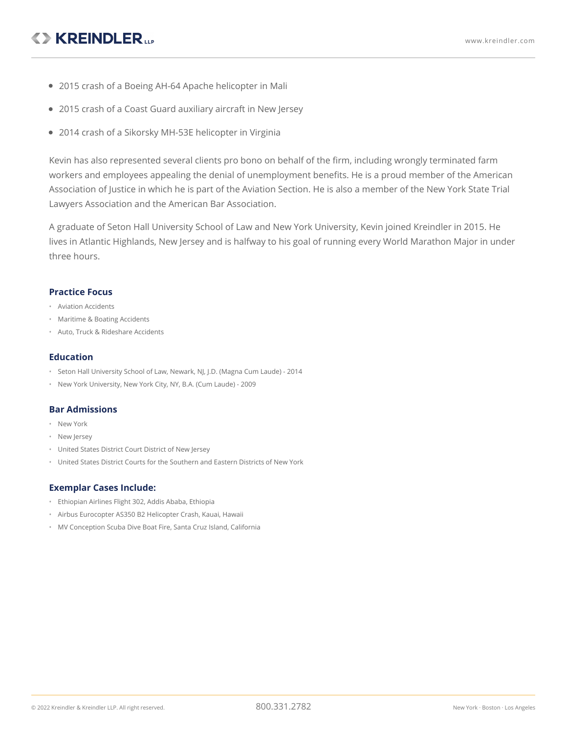- 2015 crash of a Boeing AH-64 Apache helicopter in Mali
- 2015 crash of a Coast Guard auxiliary aircraft in New Jersey
- 2014 crash of a Sikorsky MH-53E helicopter in Virginia

Kevin has also represented several clients pro bono on behalf of the firm, including wrongly terminated farm workers and employees appealing the denial of unemployment benefits. He is a proud member of the American Association of Justice in which he is part of the Aviation Section. He is also a member of the New York State Trial Lawyers Association and the American Bar Association.

A graduate of Seton Hall University School of Law and New York University, Kevin joined Kreindler in 2015. He lives in Atlantic Highlands, New Jersey and is halfway to his goal of running every World Marathon Major in under three hours.

### Practice Focus

- Aviation Accidents
- Maritime & Boating Accidents
- Auto, Truck & Rideshare Accidents

### Education

- Seton Hall University School of Law, Newark, NJ, J.D. (Magna Cum Laude) - 2014
- New York University, New York City, NY, B.A. (Cum Laude) - 2009

### Bar Admissions

- New York
- New Jersey
- United States District Court District of New Jersey
- United States District Courts for the Southern and Eastern Districts of New York

### Exemplar Cases Include:

- Ethiopian Airlines Flight 302, Addis Ababa, Ethiopia
- Airbus Eurocopter AS350 B2 Helicopter Crash, Kauai, Hawaii
- MV Conception Scuba Dive Boat Fire, Santa Cruz Island, California